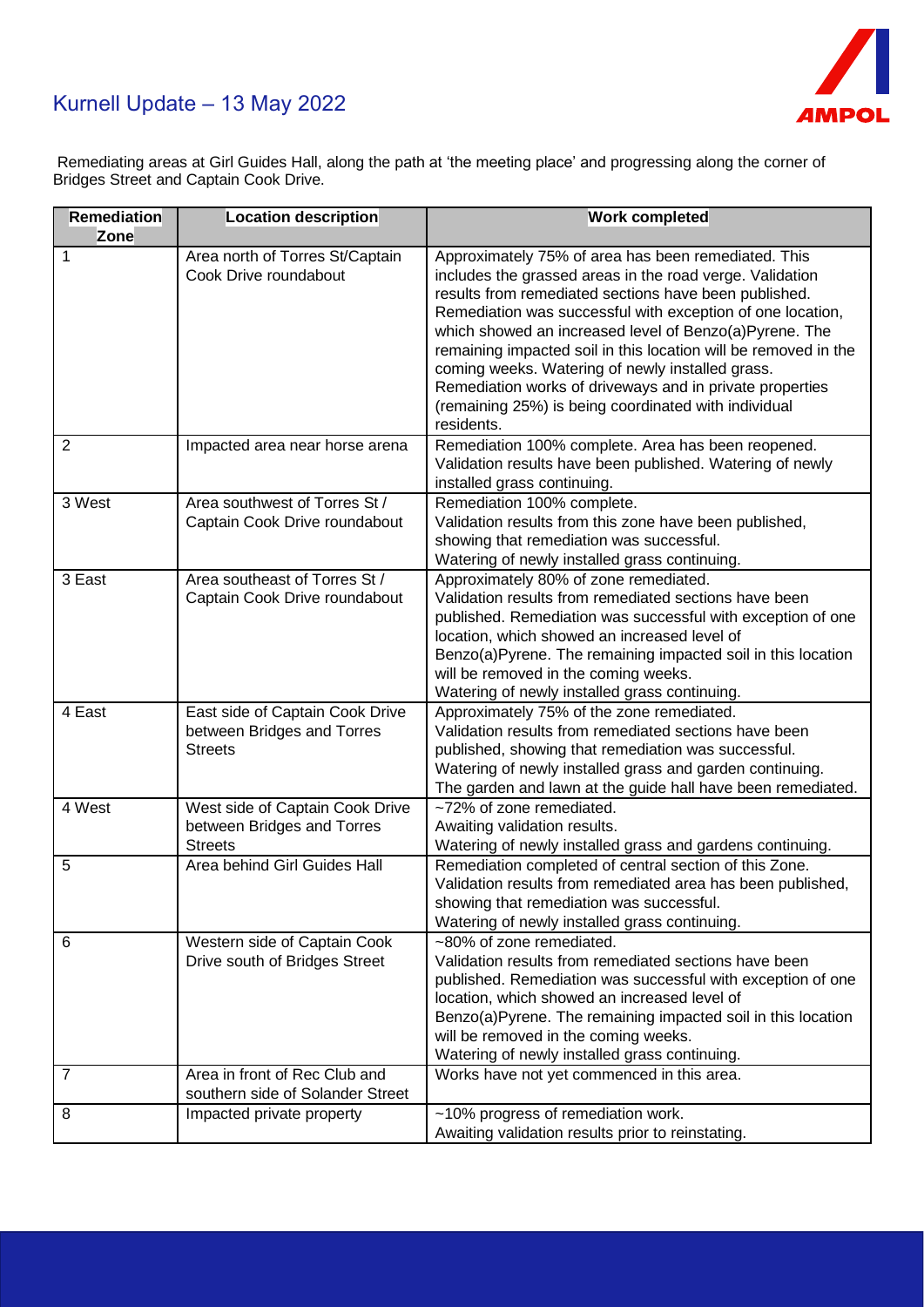# Kurnell Update – 13 May 2022

Remediating areas at Girl Guides Hall, along the path at 'the meeting place' and progressing along the corner of Bridges Street and Captain Cook Drive.

| Remediation Zone | Location description | Work completed |
|---|---|---|
| 1 | Area north of Torres St/Captain Cook Drive roundabout | Approximately 75% of area has been remediated. This includes the grassed areas in the road verge. Validation results from remediated sections have been published. Remediation was successful with exception of one location, which showed an increased level of Benzo(a)Pyrene. The remaining impacted soil in this location will be removed in the coming weeks. Watering of newly installed grass. Remediation works of driveways and in private properties (remaining 25%) is being coordinated with individual residents. |
| 2 | Impacted area near horse arena | Remediation 100% complete. Area has been reopened. Validation results have been published. Watering of newly installed grass continuing. |
| 3 West | Area southwest of Torres St / Captain Cook Drive roundabout | Remediation 100% complete. Validation results from this zone have been published, showing that remediation was successful. Watering of newly installed grass continuing. |
| 3 East | Area southeast of Torres St / Captain Cook Drive roundabout | Approximately 80% of zone remediated. Validation results from remediated sections have been published. Remediation was successful with exception of one location, which showed an increased level of Benzo(a)Pyrene. The remaining impacted soil in this location will be removed in the coming weeks. Watering of newly installed grass continuing. |
| 4 East | East side of Captain Cook Drive between Bridges and Torres Streets | Approximately 75% of the zone remediated. Validation results from remediated sections have been published, showing that remediation was successful. Watering of newly installed grass and garden continuing. The garden and lawn at the guide hall have been remediated. |
| 4 West | West side of Captain Cook Drive between Bridges and Torres Streets | ~72% of zone remediated. Awaiting validation results. Watering of newly installed grass and gardens continuing. |
| 5 | Area behind Girl Guides Hall | Remediation completed of central section of this Zone. Validation results from remediated area has been published, showing that remediation was successful. Watering of newly installed grass continuing. |
| 6 | Western side of Captain Cook Drive south of Bridges Street | ~80% of zone remediated. Validation results from remediated sections have been published. Remediation was successful with exception of one location, which showed an increased level of Benzo(a)Pyrene. The remaining impacted soil in this location will be removed in the coming weeks. Watering of newly installed grass continuing. |
| 7 | Area in front of Rec Club and southern side of Solander Street | Works have not yet commenced in this area. |
| 8 | Impacted private property | ~10% progress of remediation work. Awaiting validation results prior to reinstating. |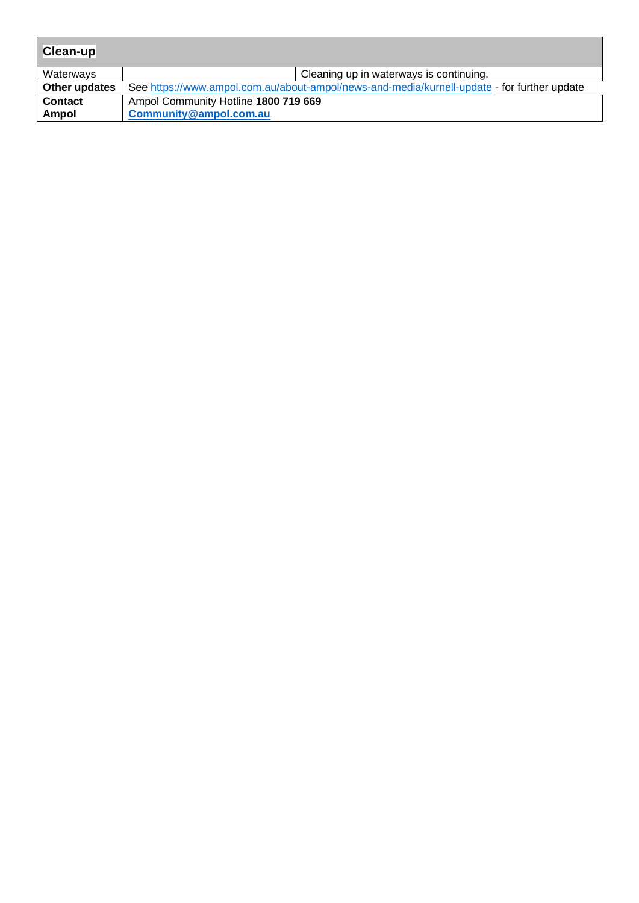| **Clean-up** | | |
|---|---|---|
| Waterways | | Cleaning up in waterways is continuing. |
| **Other updates** | See https://www.ampol.com.au/about-ampol/news-and-media/kurnell-update - for further update | |
| **Contact Ampol** | Ampol Community Hotline **1800 719 669** **Community@ampol.com.au** | |